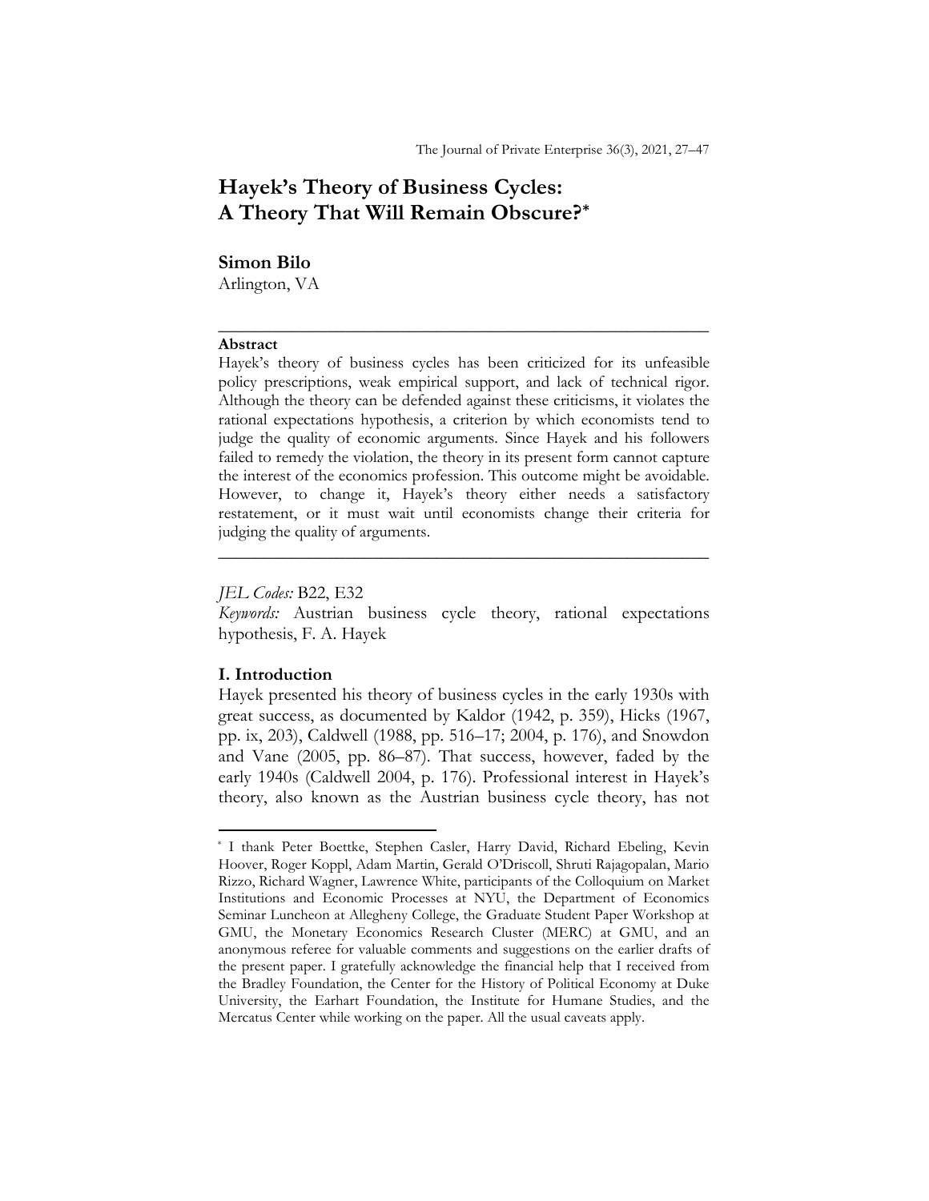# Hayek's Theory of Business Cycles: A Theory That Will Remain Obscure?*

**Simon Bilo**
Arlington, VA

---

**Abstract**

Hayek's theory of business cycles has been criticized for its unfeasible policy prescriptions, weak empirical support, and lack of technical rigor. Although the theory can be defended against these criticisms, it violates the rational expectations hypothesis, a criterion by which economists tend to judge the quality of economic arguments. Since Hayek and his followers failed to remedy the violation, the theory in its present form cannot capture the interest of the economics profession. This outcome might be avoidable. However, to change it, Hayek's theory either needs a satisfactory restatement, or it must wait until economists change their criteria for judging the quality of arguments.

---

*JEL Codes:* B22, E32

*Keywords:* Austrian business cycle theory, rational expectations hypothesis, F. A. Hayek

## I. Introduction

Hayek presented his theory of business cycles in the early 1930s with great success, as documented by Kaldor (1942, p. 359), Hicks (1967, pp. ix, 203), Caldwell (1988, pp. 516–17; 2004, p. 176), and Snowdon and Vane (2005, pp. 86–87). That success, however, faded by the early 1940s (Caldwell 2004, p. 176). Professional interest in Hayek's theory, also known as the Austrian business cycle theory, has not

---

* I thank Peter Boettke, Stephen Casler, Harry David, Richard Ebeling, Kevin Hoover, Roger Koppl, Adam Martin, Gerald O'Driscoll, Shruti Rajagopalan, Mario Rizzo, Richard Wagner, Lawrence White, participants of the Colloquium on Market Institutions and Economic Processes at NYU, the Department of Economics Seminar Luncheon at Allegheny College, the Graduate Student Paper Workshop at GMU, the Monetary Economics Research Cluster (MERC) at GMU, and an anonymous referee for valuable comments and suggestions on the earlier drafts of the present paper. I gratefully acknowledge the financial help that I received from the Bradley Foundation, the Center for the History of Political Economy at Duke University, the Earhart Foundation, the Institute for Humane Studies, and the Mercatus Center while working on the paper. All the usual caveats apply.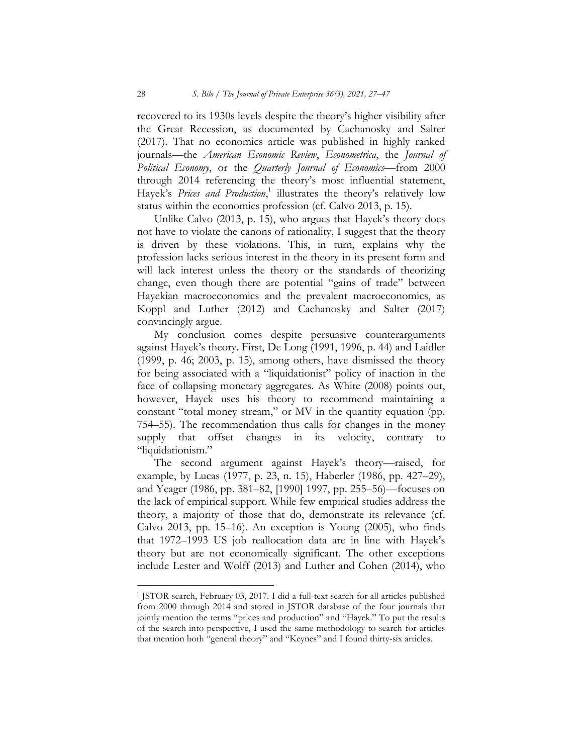recovered to its 1930s levels despite the theory's higher visibility after the Great Recession, as documented by Cachanosky and Salter (2017). That no economics article was published in highly ranked journals—the *American Economic Review*, *Econometrica*, the *Journal of Political Economy*, or the *Quarterly Journal of Economics*—from 2000 through 2014 referencing the theory's most influential statement, Hayek's *Prices and Production*,[1] illustrates the theory's relatively low status within the economics profession (cf. Calvo 2013, p. 15).

Unlike Calvo (2013, p. 15), who argues that Hayek's theory does not have to violate the canons of rationality, I suggest that the theory is driven by these violations. This, in turn, explains why the profession lacks serious interest in the theory in its present form and will lack interest unless the theory or the standards of theorizing change, even though there are potential "gains of trade" between Hayekian macroeconomics and the prevalent macroeconomics, as Koppl and Luther (2012) and Cachanosky and Salter (2017) convincingly argue.

My conclusion comes despite persuasive counterarguments against Hayek's theory. First, De Long (1991, 1996, p. 44) and Laidler (1999, p. 46; 2003, p. 15), among others, have dismissed the theory for being associated with a "liquidationist" policy of inaction in the face of collapsing monetary aggregates. As White (2008) points out, however, Hayek uses his theory to recommend maintaining a constant "total money stream," or MV in the quantity equation (pp. 754–55). The recommendation thus calls for changes in the money supply that offset changes in its velocity, contrary to "liquidationism."

The second argument against Hayek's theory—raised, for example, by Lucas (1977, p. 23, n. 15), Haberler (1986, pp. 427–29), and Yeager (1986, pp. 381–82, [1990] 1997, pp. 255–56)—focuses on the lack of empirical support. While few empirical studies address the theory, a majority of those that do, demonstrate its relevance (cf. Calvo 2013, pp. 15–16). An exception is Young (2005), who finds that 1972–1993 US job reallocation data are in line with Hayek's theory but are not economically significant. The other exceptions include Lester and Wolff (2013) and Luther and Cohen (2014), who

---

[1] JSTOR search, February 03, 2017. I did a full-text search for all articles published from 2000 through 2014 and stored in JSTOR database of the four journals that jointly mention the terms "prices and production" and "Hayek." To put the results of the search into perspective, I used the same methodology to search for articles that mention both "general theory" and "Keynes" and I found thirty-six articles.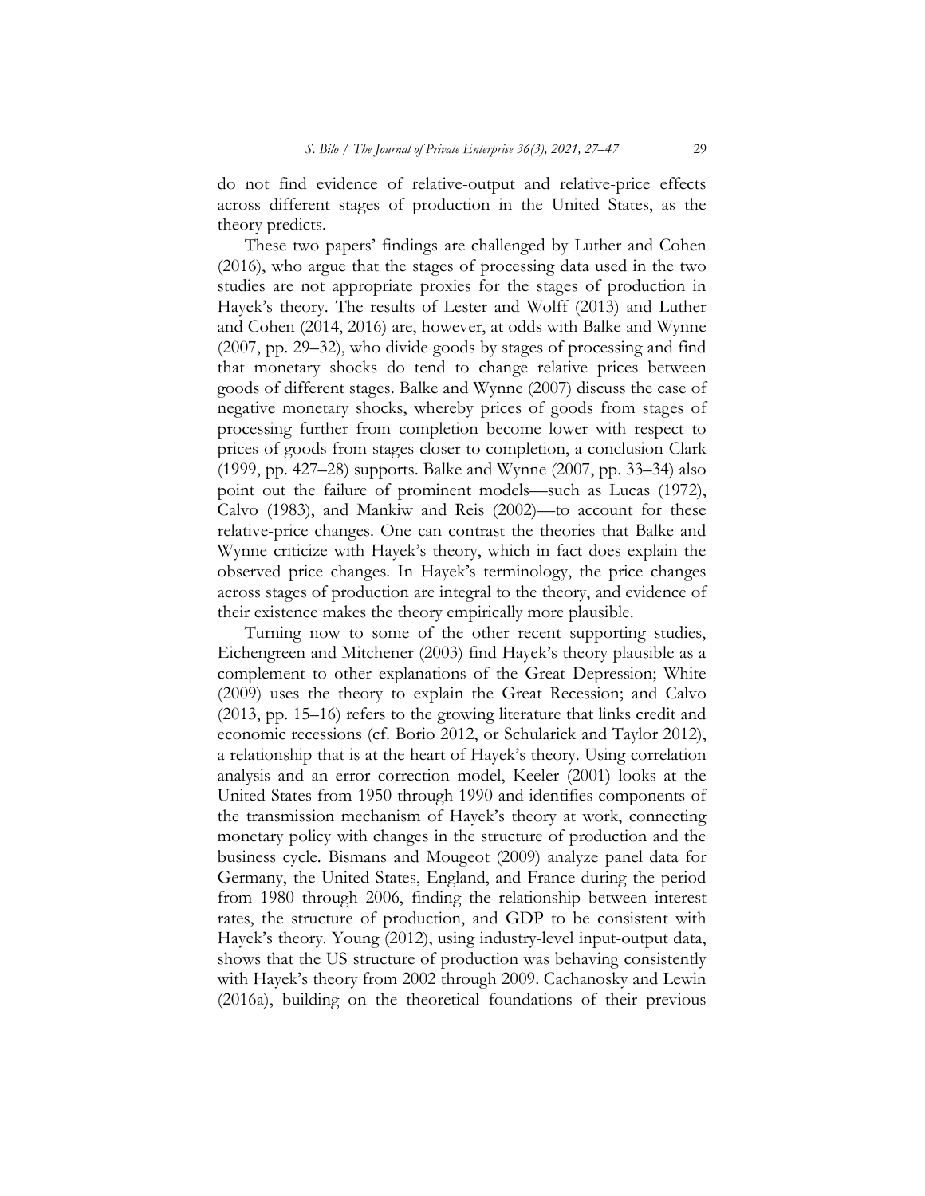do not find evidence of relative-output and relative-price effects across different stages of production in the United States, as the theory predicts.

These two papers' findings are challenged by Luther and Cohen (2016), who argue that the stages of processing data used in the two studies are not appropriate proxies for the stages of production in Hayek's theory. The results of Lester and Wolff (2013) and Luther and Cohen (2014, 2016) are, however, at odds with Balke and Wynne (2007, pp. 29–32), who divide goods by stages of processing and find that monetary shocks do tend to change relative prices between goods of different stages. Balke and Wynne (2007) discuss the case of negative monetary shocks, whereby prices of goods from stages of processing further from completion become lower with respect to prices of goods from stages closer to completion, a conclusion Clark (1999, pp. 427–28) supports. Balke and Wynne (2007, pp. 33–34) also point out the failure of prominent models—such as Lucas (1972), Calvo (1983), and Mankiw and Reis (2002)—to account for these relative-price changes. One can contrast the theories that Balke and Wynne criticize with Hayek's theory, which in fact does explain the observed price changes. In Hayek's terminology, the price changes across stages of production are integral to the theory, and evidence of their existence makes the theory empirically more plausible.

Turning now to some of the other recent supporting studies, Eichengreen and Mitchener (2003) find Hayek's theory plausible as a complement to other explanations of the Great Depression; White (2009) uses the theory to explain the Great Recession; and Calvo (2013, pp. 15–16) refers to the growing literature that links credit and economic recessions (cf. Borio 2012, or Schularick and Taylor 2012), a relationship that is at the heart of Hayek's theory. Using correlation analysis and an error correction model, Keeler (2001) looks at the United States from 1950 through 1990 and identifies components of the transmission mechanism of Hayek's theory at work, connecting monetary policy with changes in the structure of production and the business cycle. Bismans and Mougeot (2009) analyze panel data for Germany, the United States, England, and France during the period from 1980 through 2006, finding the relationship between interest rates, the structure of production, and GDP to be consistent with Hayek's theory. Young (2012), using industry-level input-output data, shows that the US structure of production was behaving consistently with Hayek's theory from 2002 through 2009. Cachanosky and Lewin (2016a), building on the theoretical foundations of their previous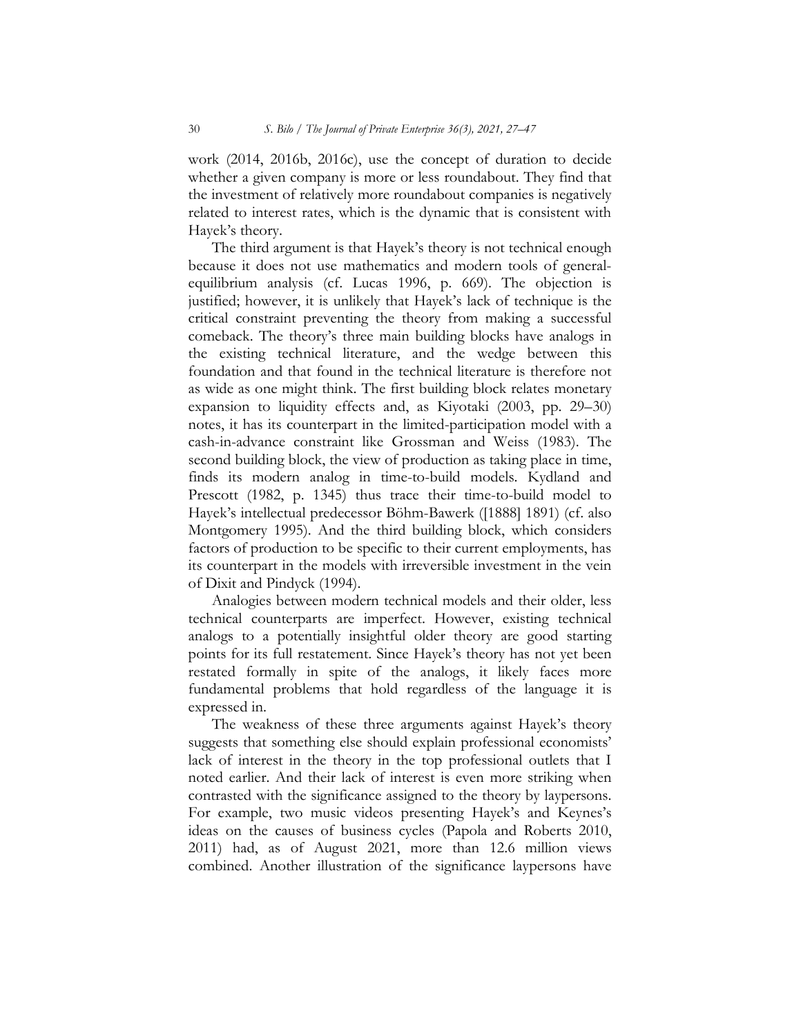work (2014, 2016b, 2016c), use the concept of duration to decide whether a given company is more or less roundabout. They find that the investment of relatively more roundabout companies is negatively related to interest rates, which is the dynamic that is consistent with Hayek's theory.

The third argument is that Hayek's theory is not technical enough because it does not use mathematics and modern tools of general-equilibrium analysis (cf. Lucas 1996, p. 669). The objection is justified; however, it is unlikely that Hayek's lack of technique is the critical constraint preventing the theory from making a successful comeback. The theory's three main building blocks have analogs in the existing technical literature, and the wedge between this foundation and that found in the technical literature is therefore not as wide as one might think. The first building block relates monetary expansion to liquidity effects and, as Kiyotaki (2003, pp. 29–30) notes, it has its counterpart in the limited-participation model with a cash-in-advance constraint like Grossman and Weiss (1983). The second building block, the view of production as taking place in time, finds its modern analog in time-to-build models. Kydland and Prescott (1982, p. 1345) thus trace their time-to-build model to Hayek's intellectual predecessor Böhm-Bawerk ([1888] 1891) (cf. also Montgomery 1995). And the third building block, which considers factors of production to be specific to their current employments, has its counterpart in the models with irreversible investment in the vein of Dixit and Pindyck (1994).

Analogies between modern technical models and their older, less technical counterparts are imperfect. However, existing technical analogs to a potentially insightful older theory are good starting points for its full restatement. Since Hayek's theory has not yet been restated formally in spite of the analogs, it likely faces more fundamental problems that hold regardless of the language it is expressed in.

The weakness of these three arguments against Hayek's theory suggests that something else should explain professional economists' lack of interest in the theory in the top professional outlets that I noted earlier. And their lack of interest is even more striking when contrasted with the significance assigned to the theory by laypersons. For example, two music videos presenting Hayek's and Keynes's ideas on the causes of business cycles (Papola and Roberts 2010, 2011) had, as of August 2021, more than 12.6 million views combined. Another illustration of the significance laypersons have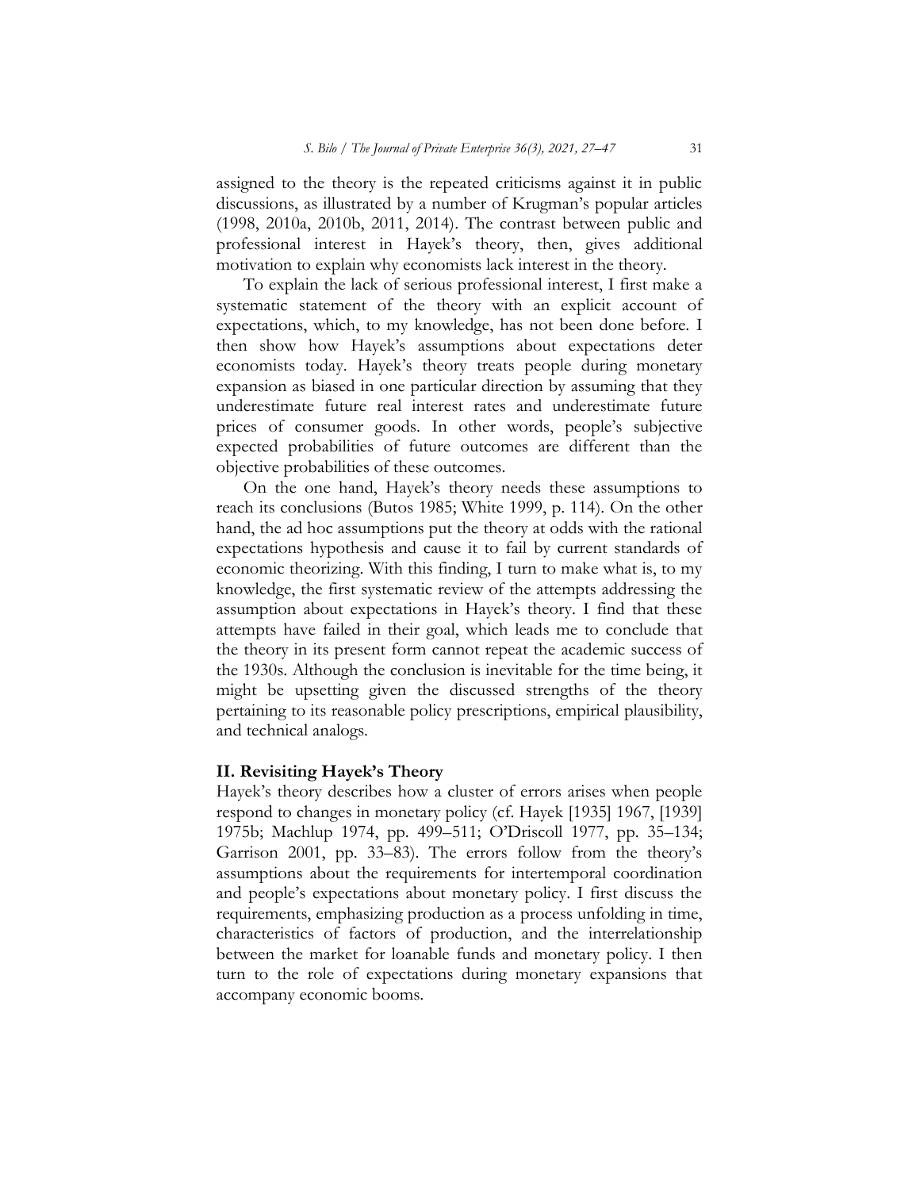assigned to the theory is the repeated criticisms against it in public discussions, as illustrated by a number of Krugman's popular articles (1998, 2010a, 2010b, 2011, 2014). The contrast between public and professional interest in Hayek's theory, then, gives additional motivation to explain why economists lack interest in the theory.

To explain the lack of serious professional interest, I first make a systematic statement of the theory with an explicit account of expectations, which, to my knowledge, has not been done before. I then show how Hayek's assumptions about expectations deter economists today. Hayek's theory treats people during monetary expansion as biased in one particular direction by assuming that they underestimate future real interest rates and underestimate future prices of consumer goods. In other words, people's subjective expected probabilities of future outcomes are different than the objective probabilities of these outcomes.

On the one hand, Hayek's theory needs these assumptions to reach its conclusions (Butos 1985; White 1999, p. 114). On the other hand, the ad hoc assumptions put the theory at odds with the rational expectations hypothesis and cause it to fail by current standards of economic theorizing. With this finding, I turn to make what is, to my knowledge, the first systematic review of the attempts addressing the assumption about expectations in Hayek's theory. I find that these attempts have failed in their goal, which leads me to conclude that the theory in its present form cannot repeat the academic success of the 1930s. Although the conclusion is inevitable for the time being, it might be upsetting given the discussed strengths of the theory pertaining to its reasonable policy prescriptions, empirical plausibility, and technical analogs.

## II. Revisiting Hayek's Theory

Hayek's theory describes how a cluster of errors arises when people respond to changes in monetary policy (cf. Hayek [1935] 1967, [1939] 1975b; Machlup 1974, pp. 499–511; O'Driscoll 1977, pp. 35–134; Garrison 2001, pp. 33–83). The errors follow from the theory's assumptions about the requirements for intertemporal coordination and people's expectations about monetary policy. I first discuss the requirements, emphasizing production as a process unfolding in time, characteristics of factors of production, and the interrelationship between the market for loanable funds and monetary policy. I then turn to the role of expectations during monetary expansions that accompany economic booms.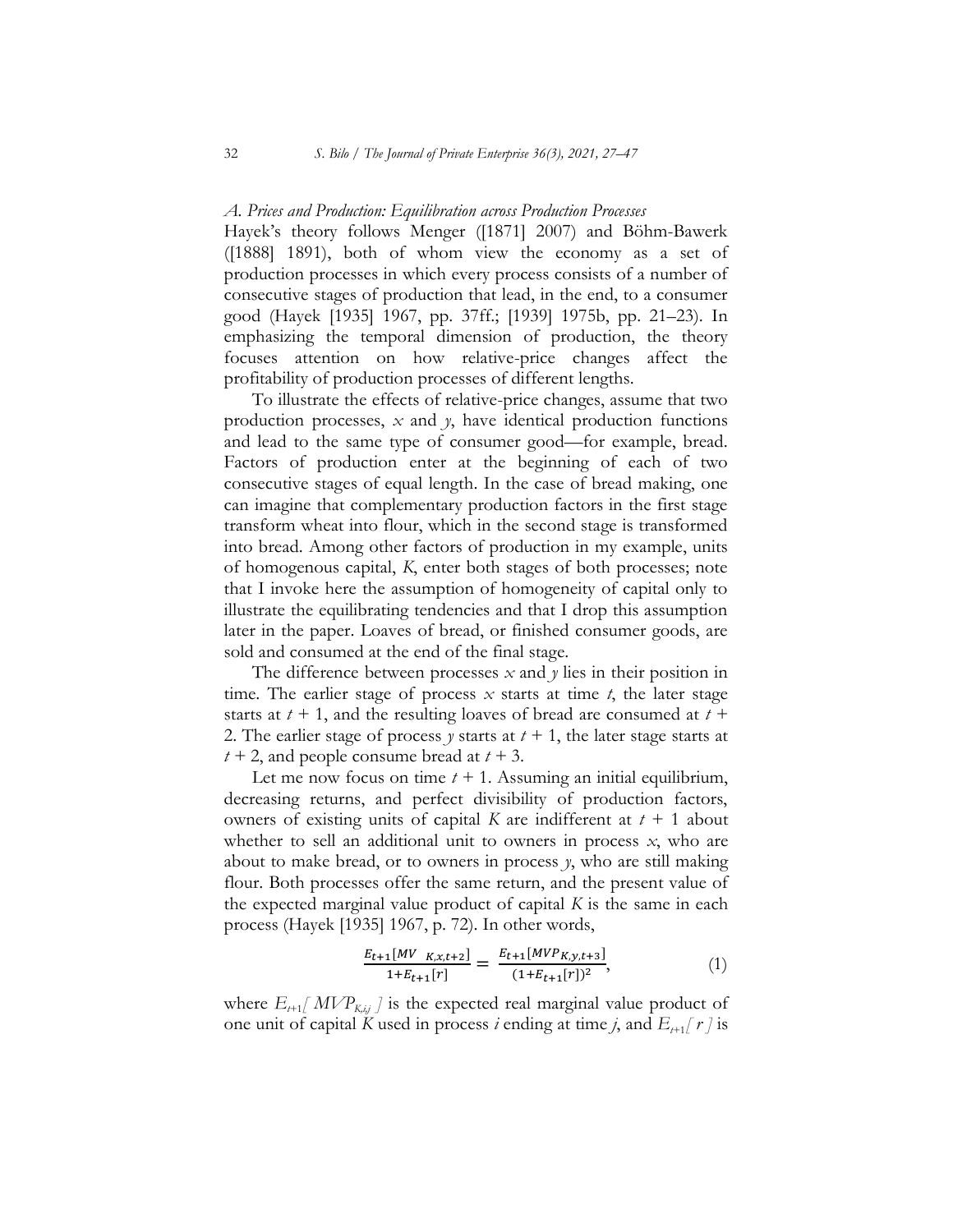*A. Prices and Production: Equilibration across Production Processes*

Hayek's theory follows Menger ([1871] 2007) and Böhm-Bawerk ([1888] 1891), both of whom view the economy as a set of production processes in which every process consists of a number of consecutive stages of production that lead, in the end, to a consumer good (Hayek [1935] 1967, pp. 37ff.; [1939] 1975b, pp. 21–23). In emphasizing the temporal dimension of production, the theory focuses attention on how relative-price changes affect the profitability of production processes of different lengths.

To illustrate the effects of relative-price changes, assume that two production processes, $x$ and $y$, have identical production functions and lead to the same type of consumer good—for example, bread. Factors of production enter at the beginning of each of two consecutive stages of equal length. In the case of bread making, one can imagine that complementary production factors in the first stage transform wheat into flour, which in the second stage is transformed into bread. Among other factors of production in my example, units of homogenous capital, $K$, enter both stages of both processes; note that I invoke here the assumption of homogeneity of capital only to illustrate the equilibrating tendencies and that I drop this assumption later in the paper. Loaves of bread, or finished consumer goods, are sold and consumed at the end of the final stage.

The difference between processes $x$ and $y$ lies in their position in time. The earlier stage of process $x$ starts at time $t$, the later stage starts at $t + 1$, and the resulting loaves of bread are consumed at $t + 2$. The earlier stage of process $y$ starts at $t + 1$, the later stage starts at $t + 2$, and people consume bread at $t + 3$.

Let me now focus on time $t + 1$. Assuming an initial equilibrium, decreasing returns, and perfect divisibility of production factors, owners of existing units of capital $K$ are indifferent at $t + 1$ about whether to sell an additional unit to owners in process $x$, who are about to make bread, or to owners in process $y$, who are still making flour. Both processes offer the same return, and the present value of the expected marginal value product of capital $K$ is the same in each process (Hayek [1935] 1967, p. 72). In other words,

$$\frac{E_{t+1}[MVP_{K,x,t+2}]}{1+E_{t+1}[r]} = \frac{E_{t+1}[MVP_{K,y,t+3}]}{(1+E_{t+1}[r])^2}, \tag{1}$$

where $E_{t+1}[MVP_{K,i,j}]$ is the expected real marginal value product of one unit of capital $K$ used in process $i$ ending at time $j$, and $E_{t+1}[r]$ is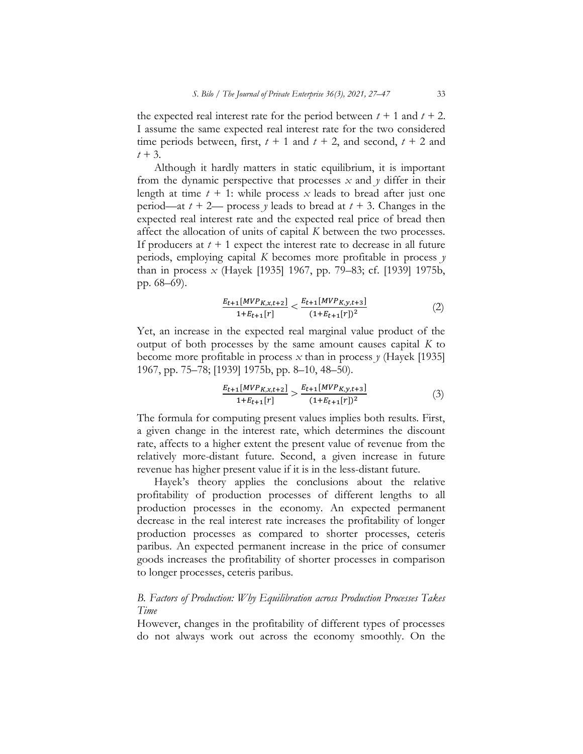the expected real interest rate for the period between $t + 1$ and $t + 2$. I assume the same expected real interest rate for the two considered time periods between, first, $t + 1$ and $t + 2$, and second, $t + 2$ and $t + 3$.

Although it hardly matters in static equilibrium, it is important from the dynamic perspective that processes $x$ and $y$ differ in their length at time $t + 1$: while process $x$ leads to bread after just one period—at $t + 2$— process $y$ leads to bread at $t + 3$. Changes in the expected real interest rate and the expected real price of bread then affect the allocation of units of capital $K$ between the two processes. If producers at $t + 1$ expect the interest rate to decrease in all future periods, employing capital $K$ becomes more profitable in process $y$ than in process $x$ (Hayek [1935] 1967, pp. 79–83; cf. [1939] 1975b, pp. 68–69).

$$\frac{E_{t+1}[MVP_{K,x,t+2}]}{1+E_{t+1}[r]} < \frac{E_{t+1}[MVP_{K,y,t+3}]}{(1+E_{t+1}[r])^2} \tag{2}$$

Yet, an increase in the expected real marginal value product of the output of both processes by the same amount causes capital $K$ to become more profitable in process $x$ than in process $y$ (Hayek [1935] 1967, pp. 75–78; [1939] 1975b, pp. 8–10, 48–50).

$$\frac{E_{t+1}[MVP_{K,x,t+2}]}{1+E_{t+1}[r]} > \frac{E_{t+1}[MVP_{K,y,t+3}]}{(1+E_{t+1}[r])^2} \tag{3}$$

The formula for computing present values implies both results. First, a given change in the interest rate, which determines the discount rate, affects to a higher extent the present value of revenue from the relatively more-distant future. Second, a given increase in future revenue has higher present value if it is in the less-distant future.

Hayek's theory applies the conclusions about the relative profitability of production processes of different lengths to all production processes in the economy. An expected permanent decrease in the real interest rate increases the profitability of longer production processes as compared to shorter processes, ceteris paribus. An expected permanent increase in the price of consumer goods increases the profitability of shorter processes in comparison to longer processes, ceteris paribus.

### *B. Factors of Production: Why Equilibration across Production Processes Takes Time*

However, changes in the profitability of different types of processes do not always work out across the economy smoothly. On the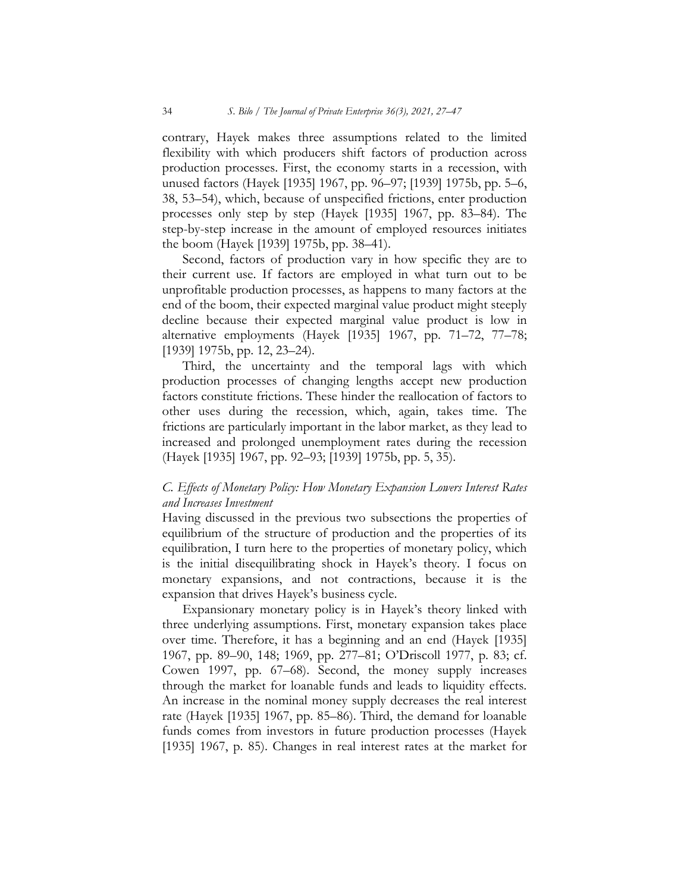contrary, Hayek makes three assumptions related to the limited flexibility with which producers shift factors of production across production processes. First, the economy starts in a recession, with unused factors (Hayek [1935] 1967, pp. 96–97; [1939] 1975b, pp. 5–6, 38, 53–54), which, because of unspecified frictions, enter production processes only step by step (Hayek [1935] 1967, pp. 83–84). The step-by-step increase in the amount of employed resources initiates the boom (Hayek [1939] 1975b, pp. 38–41).

Second, factors of production vary in how specific they are to their current use. If factors are employed in what turn out to be unprofitable production processes, as happens to many factors at the end of the boom, their expected marginal value product might steeply decline because their expected marginal value product is low in alternative employments (Hayek [1935] 1967, pp. 71–72, 77–78; [1939] 1975b, pp. 12, 23–24).

Third, the uncertainty and the temporal lags with which production processes of changing lengths accept new production factors constitute frictions. These hinder the reallocation of factors to other uses during the recession, which, again, takes time. The frictions are particularly important in the labor market, as they lead to increased and prolonged unemployment rates during the recession (Hayek [1935] 1967, pp. 92–93; [1939] 1975b, pp. 5, 35).

### *C. Effects of Monetary Policy: How Monetary Expansion Lowers Interest Rates and Increases Investment*

Having discussed in the previous two subsections the properties of equilibrium of the structure of production and the properties of its equilibration, I turn here to the properties of monetary policy, which is the initial disequilibrating shock in Hayek's theory. I focus on monetary expansions, and not contractions, because it is the expansion that drives Hayek's business cycle.

Expansionary monetary policy is in Hayek's theory linked with three underlying assumptions. First, monetary expansion takes place over time. Therefore, it has a beginning and an end (Hayek [1935] 1967, pp. 89–90, 148; 1969, pp. 277–81; O'Driscoll 1977, p. 83; cf. Cowen 1997, pp. 67–68). Second, the money supply increases through the market for loanable funds and leads to liquidity effects. An increase in the nominal money supply decreases the real interest rate (Hayek [1935] 1967, pp. 85–86). Third, the demand for loanable funds comes from investors in future production processes (Hayek [1935] 1967, p. 85). Changes in real interest rates at the market for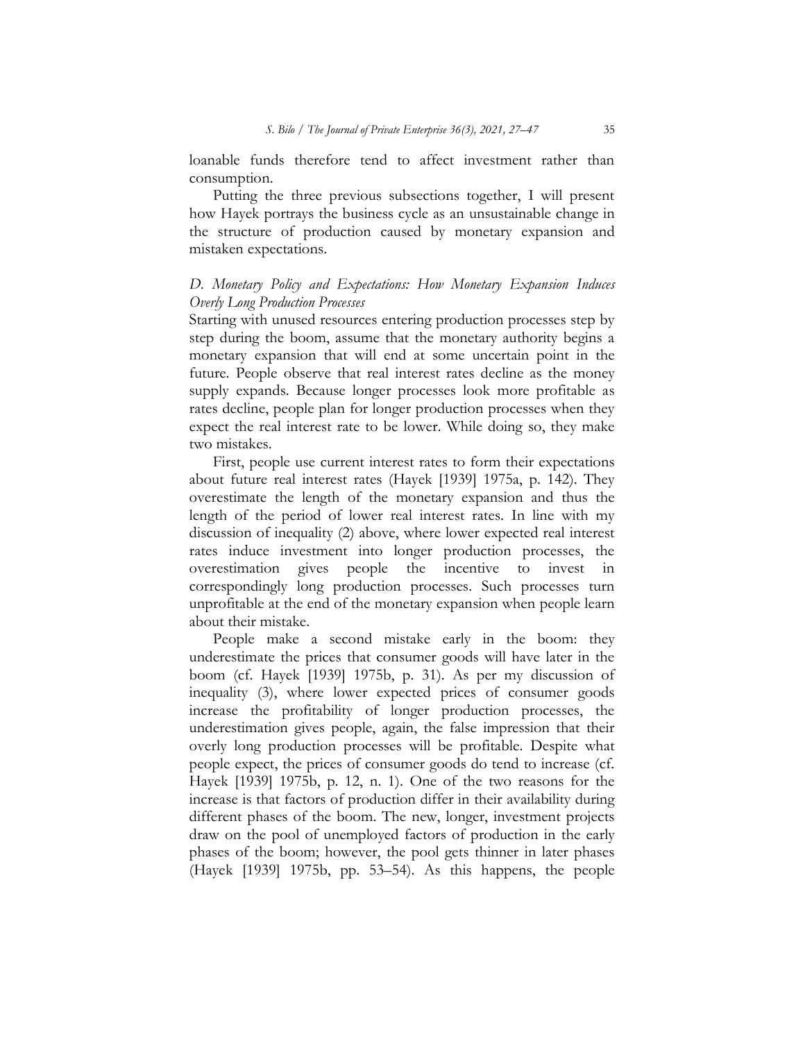loanable funds therefore tend to affect investment rather than consumption.

Putting the three previous subsections together, I will present how Hayek portrays the business cycle as an unsustainable change in the structure of production caused by monetary expansion and mistaken expectations.

### *D. Monetary Policy and Expectations: How Monetary Expansion Induces Overly Long Production Processes*

Starting with unused resources entering production processes step by step during the boom, assume that the monetary authority begins a monetary expansion that will end at some uncertain point in the future. People observe that real interest rates decline as the money supply expands. Because longer processes look more profitable as rates decline, people plan for longer production processes when they expect the real interest rate to be lower. While doing so, they make two mistakes.

First, people use current interest rates to form their expectations about future real interest rates (Hayek [1939] 1975a, p. 142). They overestimate the length of the monetary expansion and thus the length of the period of lower real interest rates. In line with my discussion of inequality (2) above, where lower expected real interest rates induce investment into longer production processes, the overestimation gives people the incentive to invest in correspondingly long production processes. Such processes turn unprofitable at the end of the monetary expansion when people learn about their mistake.

People make a second mistake early in the boom: they underestimate the prices that consumer goods will have later in the boom (cf. Hayek [1939] 1975b, p. 31). As per my discussion of inequality (3), where lower expected prices of consumer goods increase the profitability of longer production processes, the underestimation gives people, again, the false impression that their overly long production processes will be profitable. Despite what people expect, the prices of consumer goods do tend to increase (cf. Hayek [1939] 1975b, p. 12, n. 1). One of the two reasons for the increase is that factors of production differ in their availability during different phases of the boom. The new, longer, investment projects draw on the pool of unemployed factors of production in the early phases of the boom; however, the pool gets thinner in later phases (Hayek [1939] 1975b, pp. 53–54). As this happens, the people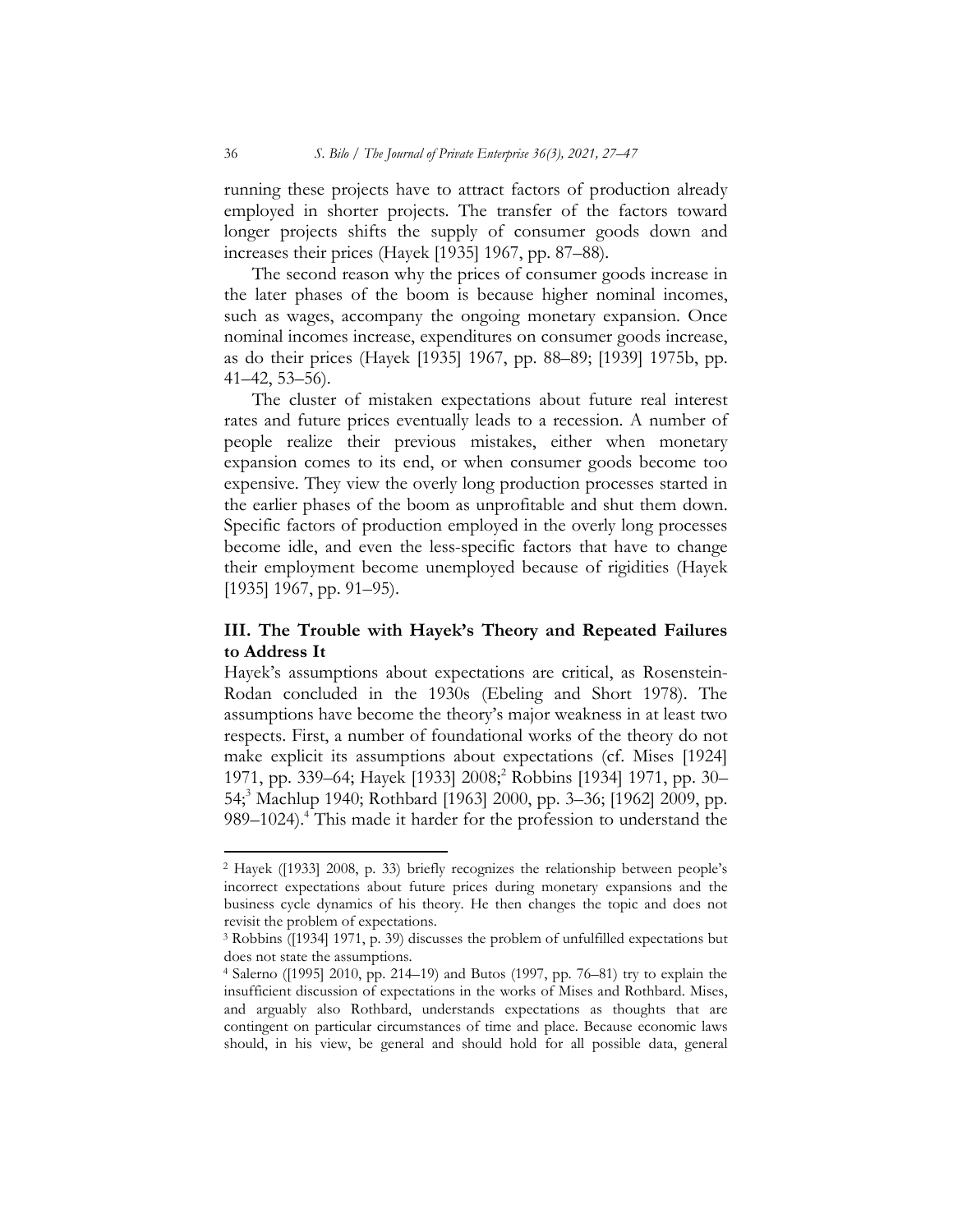running these projects have to attract factors of production already employed in shorter projects. The transfer of the factors toward longer projects shifts the supply of consumer goods down and increases their prices (Hayek [1935] 1967, pp. 87–88).

The second reason why the prices of consumer goods increase in the later phases of the boom is because higher nominal incomes, such as wages, accompany the ongoing monetary expansion. Once nominal incomes increase, expenditures on consumer goods increase, as do their prices (Hayek [1935] 1967, pp. 88–89; [1939] 1975b, pp. 41–42, 53–56).

The cluster of mistaken expectations about future real interest rates and future prices eventually leads to a recession. A number of people realize their previous mistakes, either when monetary expansion comes to its end, or when consumer goods become too expensive. They view the overly long production processes started in the earlier phases of the boom as unprofitable and shut them down. Specific factors of production employed in the overly long processes become idle, and even the less-specific factors that have to change their employment become unemployed because of rigidities (Hayek [1935] 1967, pp. 91–95).

## III. The Trouble with Hayek's Theory and Repeated Failures to Address It

Hayek's assumptions about expectations are critical, as Rosenstein-Rodan concluded in the 1930s (Ebeling and Short 1978). The assumptions have become the theory's major weakness in at least two respects. First, a number of foundational works of the theory do not make explicit its assumptions about expectations (cf. Mises [1924] 1971, pp. 339–64; Hayek [1933] 2008;[2] Robbins [1934] 1971, pp. 30–54;[3] Machlup 1940; Rothbard [1963] 2000, pp. 3–36; [1962] 2009, pp. 989–1024).[4] This made it harder for the profession to understand the

---

[2] Hayek ([1933] 2008, p. 33) briefly recognizes the relationship between people's incorrect expectations about future prices during monetary expansions and the business cycle dynamics of his theory. He then changes the topic and does not revisit the problem of expectations.

[3] Robbins ([1934] 1971, p. 39) discusses the problem of unfulfilled expectations but does not state the assumptions.

[4] Salerno ([1995] 2010, pp. 214–19) and Butos (1997, pp. 76–81) try to explain the insufficient discussion of expectations in the works of Mises and Rothbard. Mises, and arguably also Rothbard, understands expectations as thoughts that are contingent on particular circumstances of time and place. Because economic laws should, in his view, be general and should hold for all possible data, general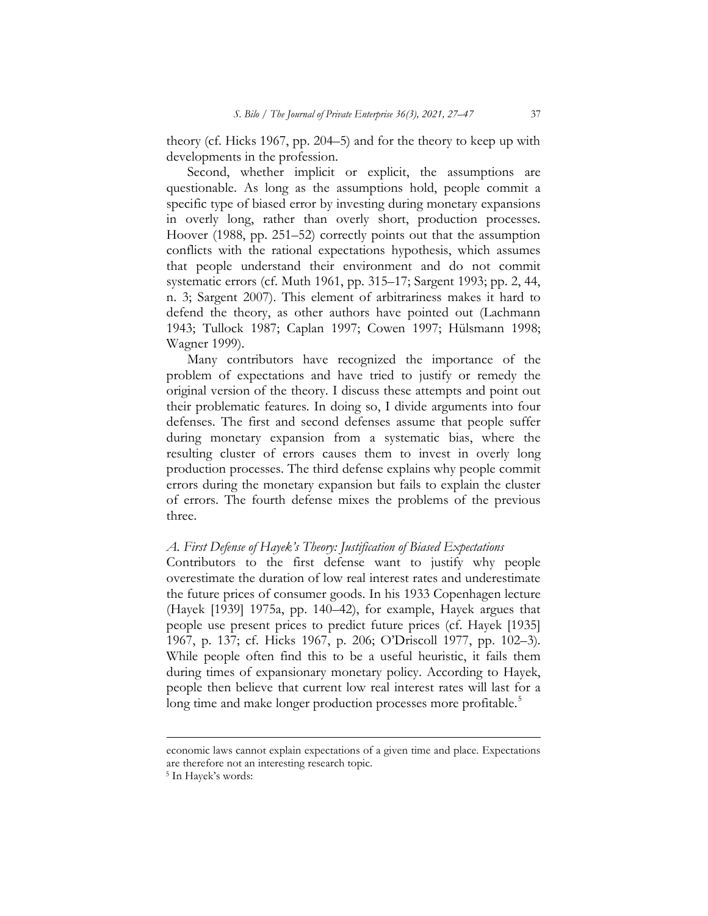theory (cf. Hicks 1967, pp. 204–5) and for the theory to keep up with developments in the profession.

Second, whether implicit or explicit, the assumptions are questionable. As long as the assumptions hold, people commit a specific type of biased error by investing during monetary expansions in overly long, rather than overly short, production processes. Hoover (1988, pp. 251–52) correctly points out that the assumption conflicts with the rational expectations hypothesis, which assumes that people understand their environment and do not commit systematic errors (cf. Muth 1961, pp. 315–17; Sargent 1993; pp. 2, 44, n. 3; Sargent 2007). This element of arbitrariness makes it hard to defend the theory, as other authors have pointed out (Lachmann 1943; Tullock 1987; Caplan 1997; Cowen 1997; Hülsmann 1998; Wagner 1999).

Many contributors have recognized the importance of the problem of expectations and have tried to justify or remedy the original version of the theory. I discuss these attempts and point out their problematic features. In doing so, I divide arguments into four defenses. The first and second defenses assume that people suffer during monetary expansion from a systematic bias, where the resulting cluster of errors causes them to invest in overly long production processes. The third defense explains why people commit errors during the monetary expansion but fails to explain the cluster of errors. The fourth defense mixes the problems of the previous three.

### *A. First Defense of Hayek's Theory: Justification of Biased Expectations*

Contributors to the first defense want to justify why people overestimate the duration of low real interest rates and underestimate the future prices of consumer goods. In his 1933 Copenhagen lecture (Hayek [1939] 1975a, pp. 140–42), for example, Hayek argues that people use present prices to predict future prices (cf. Hayek [1935] 1967, p. 137; cf. Hicks 1967, p. 206; O'Driscoll 1977, pp. 102–3). While people often find this to be a useful heuristic, it fails them during times of expansionary monetary policy. According to Hayek, people then believe that current low real interest rates will last for a long time and make longer production processes more profitable.[5]

---

economic laws cannot explain expectations of a given time and place. Expectations are therefore not an interesting research topic.

[5] In Hayek's words: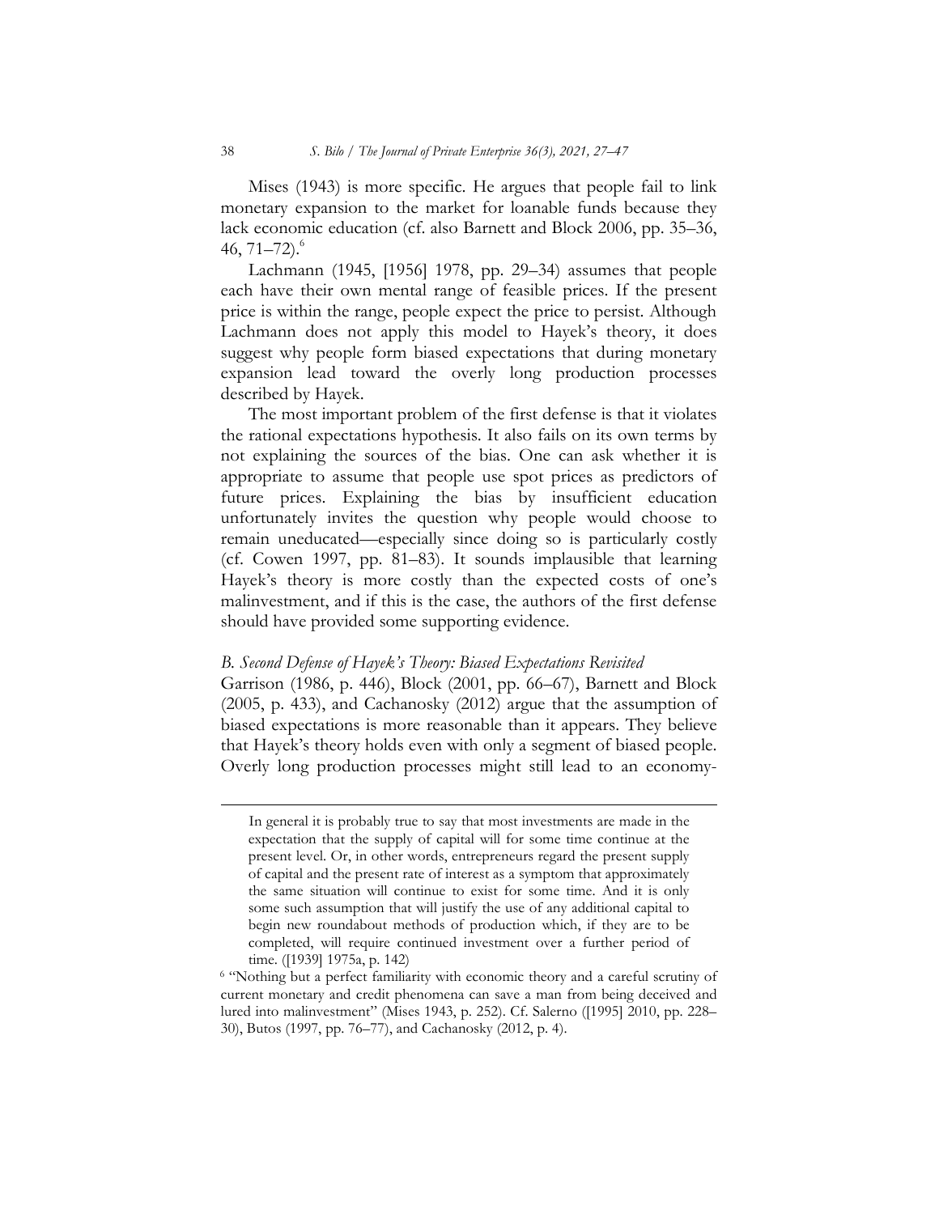Mises (1943) is more specific. He argues that people fail to link monetary expansion to the market for loanable funds because they lack economic education (cf. also Barnett and Block 2006, pp. 35–36, 46, 71–72).[6]

Lachmann (1945, [1956] 1978, pp. 29–34) assumes that people each have their own mental range of feasible prices. If the present price is within the range, people expect the price to persist. Although Lachmann does not apply this model to Hayek's theory, it does suggest why people form biased expectations that during monetary expansion lead toward the overly long production processes described by Hayek.

The most important problem of the first defense is that it violates the rational expectations hypothesis. It also fails on its own terms by not explaining the sources of the bias. One can ask whether it is appropriate to assume that people use spot prices as predictors of future prices. Explaining the bias by insufficient education unfortunately invites the question why people would choose to remain uneducated—especially since doing so is particularly costly (cf. Cowen 1997, pp. 81–83). It sounds implausible that learning Hayek's theory is more costly than the expected costs of one's malinvestment, and if this is the case, the authors of the first defense should have provided some supporting evidence.

### *B. Second Defense of Hayek's Theory: Biased Expectations Revisited*

Garrison (1986, p. 446), Block (2001, pp. 66–67), Barnett and Block (2005, p. 433), and Cachanosky (2012) argue that the assumption of biased expectations is more reasonable than it appears. They believe that Hayek's theory holds even with only a segment of biased people. Overly long production processes might still lead to an economy-

---

> In general it is probably true to say that most investments are made in the expectation that the supply of capital will for some time continue at the present level. Or, in other words, entrepreneurs regard the present supply of capital and the present rate of interest as a symptom that approximately the same situation will continue to exist for some time. And it is only some such assumption that will justify the use of any additional capital to begin new roundabout methods of production which, if they are to be completed, will require continued investment over a further period of time. ([1939] 1975a, p. 142)

[6] "Nothing but a perfect familiarity with economic theory and a careful scrutiny of current monetary and credit phenomena can save a man from being deceived and lured into malinvestment" (Mises 1943, p. 252). Cf. Salerno ([1995] 2010, pp. 228–30), Butos (1997, pp. 76–77), and Cachanosky (2012, p. 4).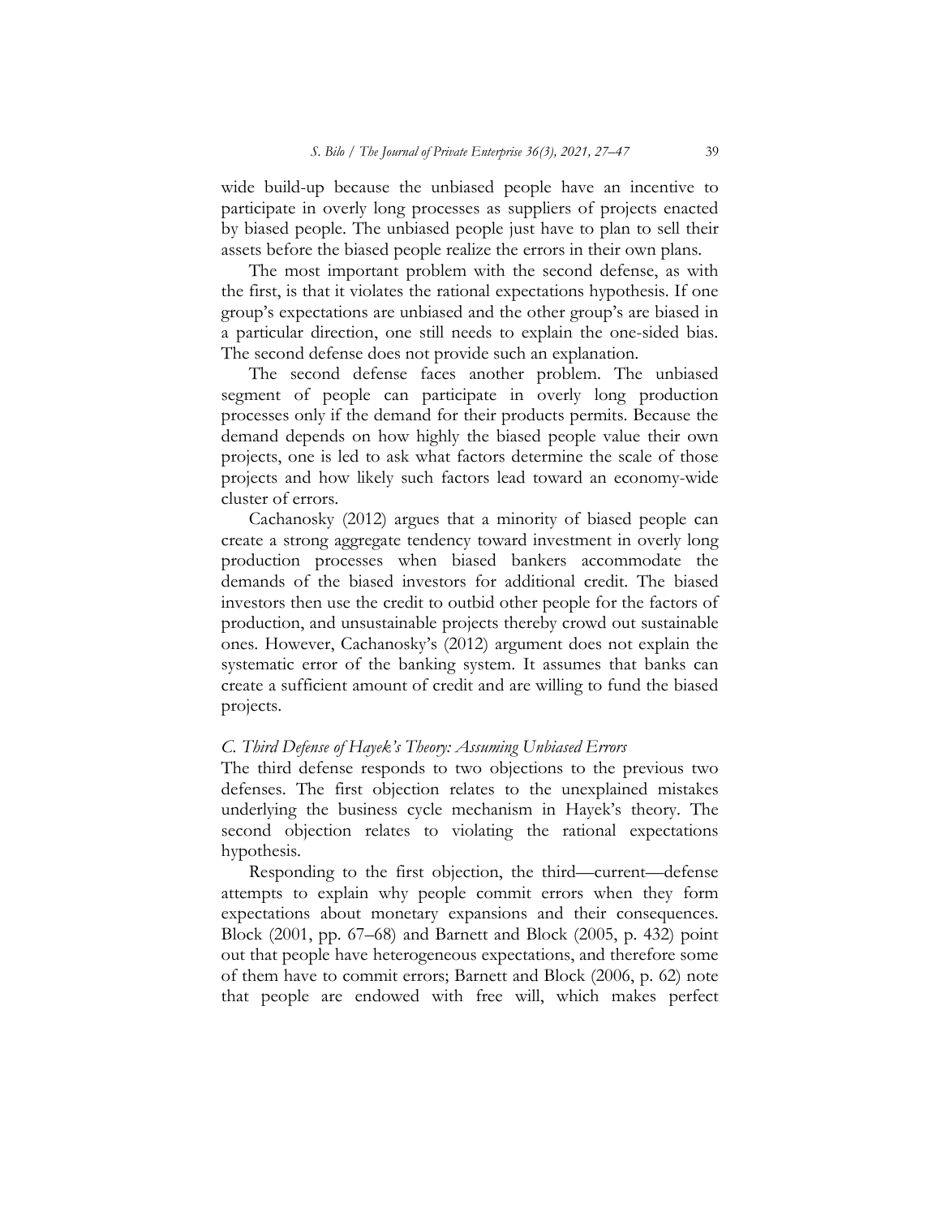wide build-up because the unbiased people have an incentive to participate in overly long processes as suppliers of projects enacted by biased people. The unbiased people just have to plan to sell their assets before the biased people realize the errors in their own plans.

The most important problem with the second defense, as with the first, is that it violates the rational expectations hypothesis. If one group's expectations are unbiased and the other group's are biased in a particular direction, one still needs to explain the one-sided bias. The second defense does not provide such an explanation.

The second defense faces another problem. The unbiased segment of people can participate in overly long production processes only if the demand for their products permits. Because the demand depends on how highly the biased people value their own projects, one is led to ask what factors determine the scale of those projects and how likely such factors lead toward an economy-wide cluster of errors.

Cachanosky (2012) argues that a minority of biased people can create a strong aggregate tendency toward investment in overly long production processes when biased bankers accommodate the demands of the biased investors for additional credit. The biased investors then use the credit to outbid other people for the factors of production, and unsustainable projects thereby crowd out sustainable ones. However, Cachanosky's (2012) argument does not explain the systematic error of the banking system. It assumes that banks can create a sufficient amount of credit and are willing to fund the biased projects.

### *C. Third Defense of Hayek's Theory: Assuming Unbiased Errors*

The third defense responds to two objections to the previous two defenses. The first objection relates to the unexplained mistakes underlying the business cycle mechanism in Hayek's theory. The second objection relates to violating the rational expectations hypothesis.

Responding to the first objection, the third—current—defense attempts to explain why people commit errors when they form expectations about monetary expansions and their consequences. Block (2001, pp. 67–68) and Barnett and Block (2005, p. 432) point out that people have heterogeneous expectations, and therefore some of them have to commit errors; Barnett and Block (2006, p. 62) note that people are endowed with free will, which makes perfect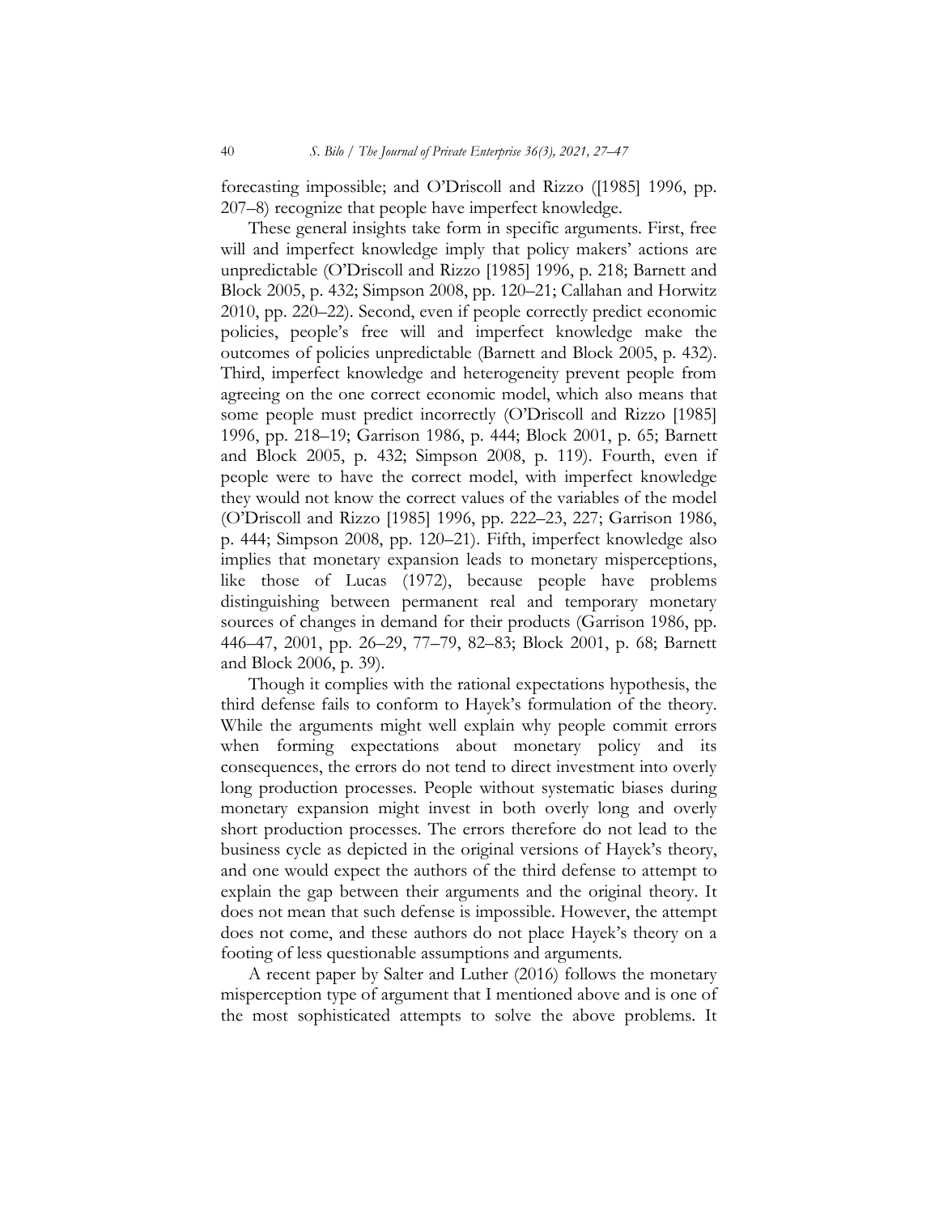forecasting impossible; and O'Driscoll and Rizzo ([1985] 1996, pp. 207–8) recognize that people have imperfect knowledge.

These general insights take form in specific arguments. First, free will and imperfect knowledge imply that policy makers' actions are unpredictable (O'Driscoll and Rizzo [1985] 1996, p. 218; Barnett and Block 2005, p. 432; Simpson 2008, pp. 120–21; Callahan and Horwitz 2010, pp. 220–22). Second, even if people correctly predict economic policies, people's free will and imperfect knowledge make the outcomes of policies unpredictable (Barnett and Block 2005, p. 432). Third, imperfect knowledge and heterogeneity prevent people from agreeing on the one correct economic model, which also means that some people must predict incorrectly (O'Driscoll and Rizzo [1985] 1996, pp. 218–19; Garrison 1986, p. 444; Block 2001, p. 65; Barnett and Block 2005, p. 432; Simpson 2008, p. 119). Fourth, even if people were to have the correct model, with imperfect knowledge they would not know the correct values of the variables of the model (O'Driscoll and Rizzo [1985] 1996, pp. 222–23, 227; Garrison 1986, p. 444; Simpson 2008, pp. 120–21). Fifth, imperfect knowledge also implies that monetary expansion leads to monetary misperceptions, like those of Lucas (1972), because people have problems distinguishing between permanent real and temporary monetary sources of changes in demand for their products (Garrison 1986, pp. 446–47, 2001, pp. 26–29, 77–79, 82–83; Block 2001, p. 68; Barnett and Block 2006, p. 39).

Though it complies with the rational expectations hypothesis, the third defense fails to conform to Hayek's formulation of the theory. While the arguments might well explain why people commit errors when forming expectations about monetary policy and its consequences, the errors do not tend to direct investment into overly long production processes. People without systematic biases during monetary expansion might invest in both overly long and overly short production processes. The errors therefore do not lead to the business cycle as depicted in the original versions of Hayek's theory, and one would expect the authors of the third defense to attempt to explain the gap between their arguments and the original theory. It does not mean that such defense is impossible. However, the attempt does not come, and these authors do not place Hayek's theory on a footing of less questionable assumptions and arguments.

A recent paper by Salter and Luther (2016) follows the monetary misperception type of argument that I mentioned above and is one of the most sophisticated attempts to solve the above problems. It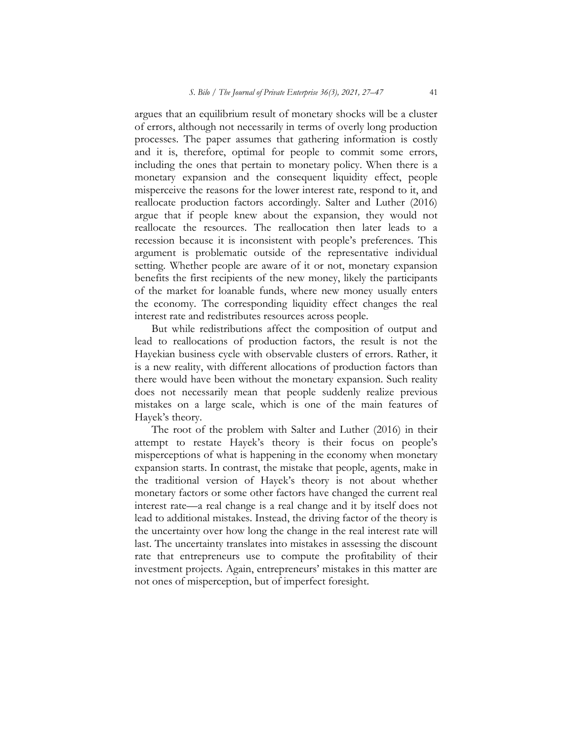argues that an equilibrium result of monetary shocks will be a cluster of errors, although not necessarily in terms of overly long production processes. The paper assumes that gathering information is costly and it is, therefore, optimal for people to commit some errors, including the ones that pertain to monetary policy. When there is a monetary expansion and the consequent liquidity effect, people misperceive the reasons for the lower interest rate, respond to it, and reallocate production factors accordingly. Salter and Luther (2016) argue that if people knew about the expansion, they would not reallocate the resources. The reallocation then later leads to a recession because it is inconsistent with people's preferences. This argument is problematic outside of the representative individual setting. Whether people are aware of it or not, monetary expansion benefits the first recipients of the new money, likely the participants of the market for loanable funds, where new money usually enters the economy. The corresponding liquidity effect changes the real interest rate and redistributes resources across people.

But while redistributions affect the composition of output and lead to reallocations of production factors, the result is not the Hayekian business cycle with observable clusters of errors. Rather, it is a new reality, with different allocations of production factors than there would have been without the monetary expansion. Such reality does not necessarily mean that people suddenly realize previous mistakes on a large scale, which is one of the main features of Hayek's theory.

The root of the problem with Salter and Luther (2016) in their attempt to restate Hayek's theory is their focus on people's misperceptions of what is happening in the economy when monetary expansion starts. In contrast, the mistake that people, agents, make in the traditional version of Hayek's theory is not about whether monetary factors or some other factors have changed the current real interest rate—a real change is a real change and it by itself does not lead to additional mistakes. Instead, the driving factor of the theory is the uncertainty over how long the change in the real interest rate will last. The uncertainty translates into mistakes in assessing the discount rate that entrepreneurs use to compute the profitability of their investment projects. Again, entrepreneurs' mistakes in this matter are not ones of misperception, but of imperfect foresight.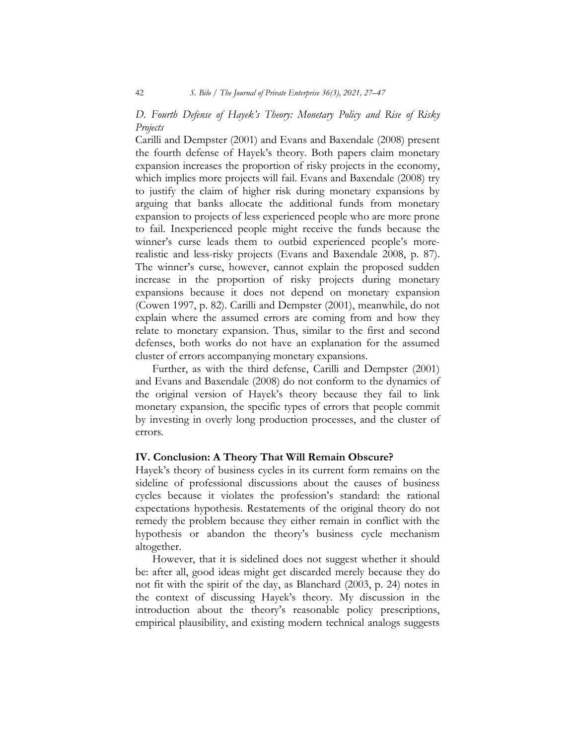### *D. Fourth Defense of Hayek's Theory: Monetary Policy and Rise of Risky Projects*

Carilli and Dempster (2001) and Evans and Baxendale (2008) present the fourth defense of Hayek's theory. Both papers claim monetary expansion increases the proportion of risky projects in the economy, which implies more projects will fail. Evans and Baxendale (2008) try to justify the claim of higher risk during monetary expansions by arguing that banks allocate the additional funds from monetary expansion to projects of less experienced people who are more prone to fail. Inexperienced people might receive the funds because the winner's curse leads them to outbid experienced people's more-realistic and less-risky projects (Evans and Baxendale 2008, p. 87). The winner's curse, however, cannot explain the proposed sudden increase in the proportion of risky projects during monetary expansions because it does not depend on monetary expansion (Cowen 1997, p. 82). Carilli and Dempster (2001), meanwhile, do not explain where the assumed errors are coming from and how they relate to monetary expansion. Thus, similar to the first and second defenses, both works do not have an explanation for the assumed cluster of errors accompanying monetary expansions.

Further, as with the third defense, Carilli and Dempster (2001) and Evans and Baxendale (2008) do not conform to the dynamics of the original version of Hayek's theory because they fail to link monetary expansion, the specific types of errors that people commit by investing in overly long production processes, and the cluster of errors.

## IV. Conclusion: A Theory That Will Remain Obscure?

Hayek's theory of business cycles in its current form remains on the sideline of professional discussions about the causes of business cycles because it violates the profession's standard: the rational expectations hypothesis. Restatements of the original theory do not remedy the problem because they either remain in conflict with the hypothesis or abandon the theory's business cycle mechanism altogether.

However, that it is sidelined does not suggest whether it should be: after all, good ideas might get discarded merely because they do not fit with the spirit of the day, as Blanchard (2003, p. 24) notes in the context of discussing Hayek's theory. My discussion in the introduction about the theory's reasonable policy prescriptions, empirical plausibility, and existing modern technical analogs suggests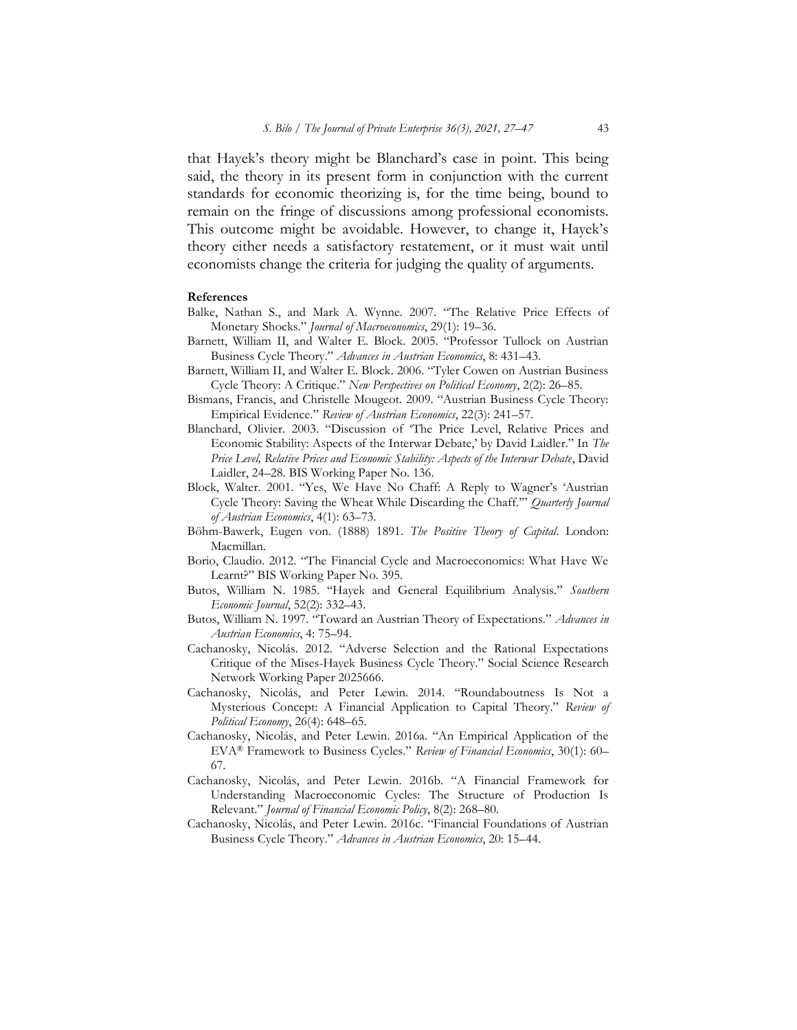that Hayek's theory might be Blanchard's case in point. This being said, the theory in its present form in conjunction with the current standards for economic theorizing is, for the time being, bound to remain on the fringe of discussions among professional economists. This outcome might be avoidable. However, to change it, Hayek's theory either needs a satisfactory restatement, or it must wait until economists change the criteria for judging the quality of arguments.

**References**

Balke, Nathan S., and Mark A. Wynne. 2007. "The Relative Price Effects of Monetary Shocks." *Journal of Macroeconomics*, 29(1): 19–36.

Barnett, William II, and Walter E. Block. 2005. "Professor Tullock on Austrian Business Cycle Theory." *Advances in Austrian Economics*, 8: 431–43.

Barnett, William II, and Walter E. Block. 2006. "Tyler Cowen on Austrian Business Cycle Theory: A Critique." *New Perspectives on Political Economy*, 2(2): 26–85.

Bismans, Francis, and Christelle Mougeot. 2009. "Austrian Business Cycle Theory: Empirical Evidence." *Review of Austrian Economics*, 22(3): 241–57.

Blanchard, Olivier. 2003. "Discussion of 'The Price Level, Relative Prices and Economic Stability: Aspects of the Interwar Debate,' by David Laidler." In *The Price Level, Relative Prices and Economic Stability: Aspects of the Interwar Debate*, David Laidler, 24–28. BIS Working Paper No. 136.

Block, Walter. 2001. "Yes, We Have No Chaff: A Reply to Wagner's 'Austrian Cycle Theory: Saving the Wheat While Discarding the Chaff.'" *Quarterly Journal of Austrian Economics*, 4(1): 63–73.

Böhm-Bawerk, Eugen von. (1888) 1891. *The Positive Theory of Capital*. London: Macmillan.

Borio, Claudio. 2012. "The Financial Cycle and Macroeconomics: What Have We Learnt?" BIS Working Paper No. 395.

Butos, William N. 1985. "Hayek and General Equilibrium Analysis." *Southern Economic Journal*, 52(2): 332–43.

Butos, William N. 1997. "Toward an Austrian Theory of Expectations." *Advances in Austrian Economics*, 4: 75–94.

Cachanosky, Nicolás. 2012. "Adverse Selection and the Rational Expectations Critique of the Mises-Hayek Business Cycle Theory." Social Science Research Network Working Paper 2025666.

Cachanosky, Nicolás, and Peter Lewin. 2014. "Roundaboutness Is Not a Mysterious Concept: A Financial Application to Capital Theory." *Review of Political Economy*, 26(4): 648–65.

Cachanosky, Nicolás, and Peter Lewin. 2016a. "An Empirical Application of the EVA® Framework to Business Cycles." *Review of Financial Economics*, 30(1): 60–67.

Cachanosky, Nicolás, and Peter Lewin. 2016b. "A Financial Framework for Understanding Macroeconomic Cycles: The Structure of Production Is Relevant." *Journal of Financial Economic Policy*, 8(2): 268–80.

Cachanosky, Nicolás, and Peter Lewin. 2016c. "Financial Foundations of Austrian Business Cycle Theory." *Advances in Austrian Economics*, 20: 15–44.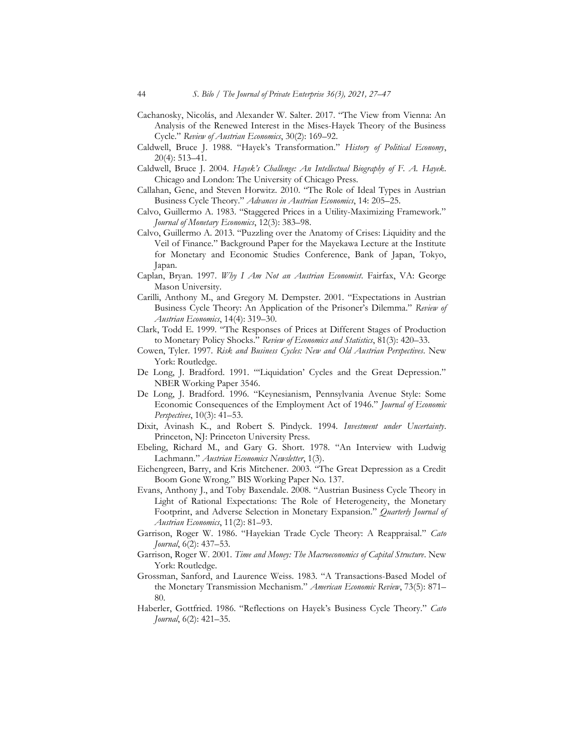Cachanosky, Nicolás, and Alexander W. Salter. 2017. "The View from Vienna: An Analysis of the Renewed Interest in the Mises-Hayek Theory of the Business Cycle." *Review of Austrian Economics*, 30(2): 169–92.

Caldwell, Bruce J. 1988. "Hayek's Transformation." *History of Political Economy*, 20(4): 513–41.

Caldwell, Bruce J. 2004. *Hayek's Challenge: An Intellectual Biography of F. A. Hayek*. Chicago and London: The University of Chicago Press.

Callahan, Gene, and Steven Horwitz. 2010. "The Role of Ideal Types in Austrian Business Cycle Theory." *Advances in Austrian Economics*, 14: 205–25.

Calvo, Guillermo A. 1983. "Staggered Prices in a Utility-Maximizing Framework." *Journal of Monetary Economics*, 12(3): 383–98.

Calvo, Guillermo A. 2013. "Puzzling over the Anatomy of Crises: Liquidity and the Veil of Finance." Background Paper for the Mayekawa Lecture at the Institute for Monetary and Economic Studies Conference, Bank of Japan, Tokyo, Japan.

Caplan, Bryan. 1997. *Why I Am Not an Austrian Economist*. Fairfax, VA: George Mason University.

Carilli, Anthony M., and Gregory M. Dempster. 2001. "Expectations in Austrian Business Cycle Theory: An Application of the Prisoner's Dilemma." *Review of Austrian Economics*, 14(4): 319–30.

Clark, Todd E. 1999. "The Responses of Prices at Different Stages of Production to Monetary Policy Shocks." *Review of Economics and Statistics*, 81(3): 420–33.

Cowen, Tyler. 1997. *Risk and Business Cycles: New and Old Austrian Perspectives*. New York: Routledge.

De Long, J. Bradford. 1991. "'Liquidation' Cycles and the Great Depression." NBER Working Paper 3546.

De Long, J. Bradford. 1996. "Keynesianism, Pennsylvania Avenue Style: Some Economic Consequences of the Employment Act of 1946." *Journal of Economic Perspectives*, 10(3): 41–53.

Dixit, Avinash K., and Robert S. Pindyck. 1994. *Investment under Uncertainty*. Princeton, NJ: Princeton University Press.

Ebeling, Richard M., and Gary G. Short. 1978. "An Interview with Ludwig Lachmann." *Austrian Economics Newsletter*, 1(3).

Eichengreen, Barry, and Kris Mitchener. 2003. "The Great Depression as a Credit Boom Gone Wrong." BIS Working Paper No. 137.

Evans, Anthony J., and Toby Baxendale. 2008. "Austrian Business Cycle Theory in Light of Rational Expectations: The Role of Heterogeneity, the Monetary Footprint, and Adverse Selection in Monetary Expansion." *Quarterly Journal of Austrian Economics*, 11(2): 81–93.

Garrison, Roger W. 1986. "Hayekian Trade Cycle Theory: A Reappraisal." *Cato Journal*, 6(2): 437–53.

Garrison, Roger W. 2001. *Time and Money: The Macroeconomics of Capital Structure*. New York: Routledge.

Grossman, Sanford, and Laurence Weiss. 1983. "A Transactions-Based Model of the Monetary Transmission Mechanism." *American Economic Review*, 73(5): 871–80.

Haberler, Gottfried. 1986. "Reflections on Hayek's Business Cycle Theory." *Cato Journal*, 6(2): 421–35.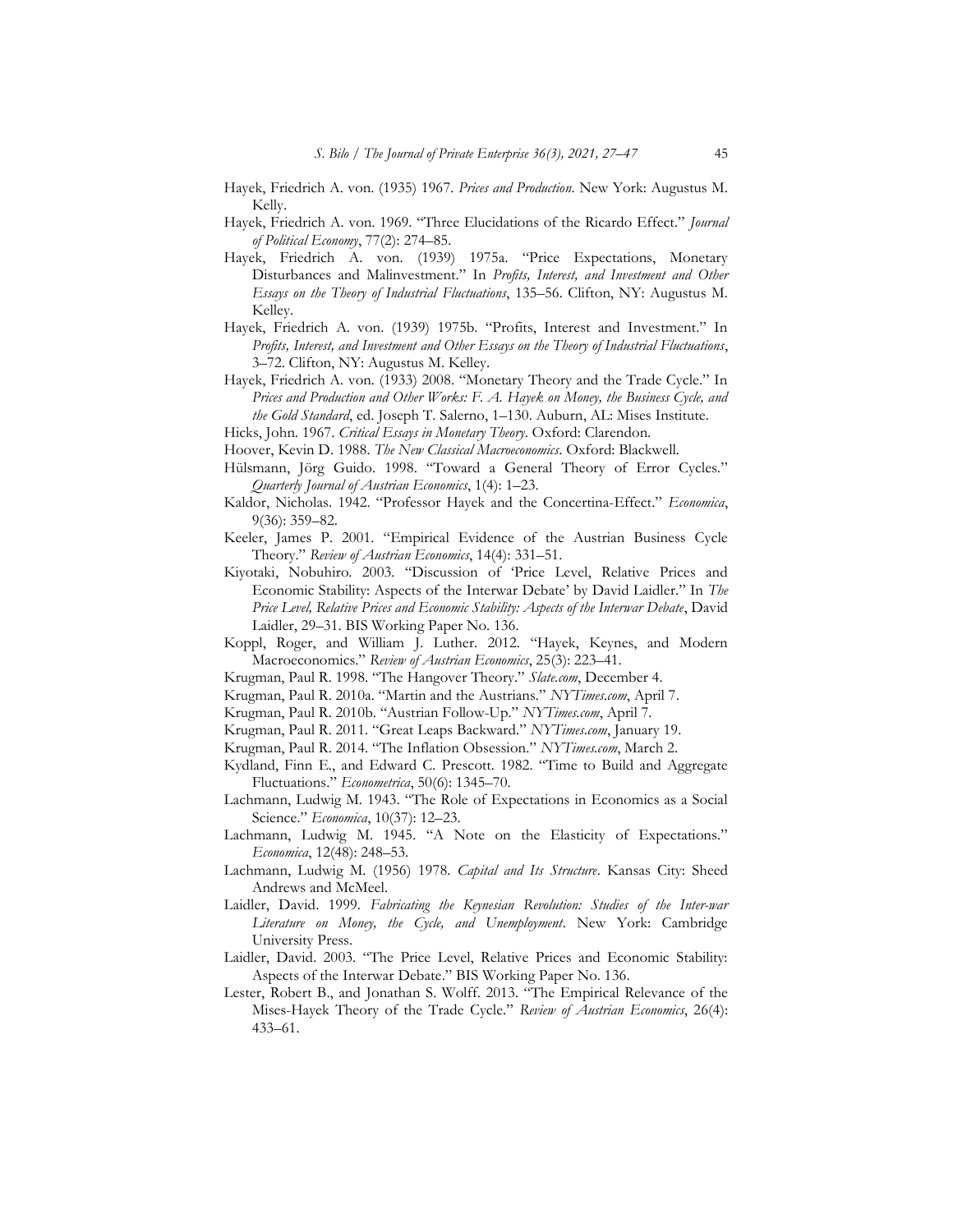Hayek, Friedrich A. von. (1935) 1967. *Prices and Production*. New York: Augustus M. Kelly.

Hayek, Friedrich A. von. 1969. "Three Elucidations of the Ricardo Effect." *Journal of Political Economy*, 77(2): 274–85.

Hayek, Friedrich A. von. (1939) 1975a. "Price Expectations, Monetary Disturbances and Malinvestment." In *Profits, Interest, and Investment and Other Essays on the Theory of Industrial Fluctuations*, 135–56. Clifton, NY: Augustus M. Kelley.

Hayek, Friedrich A. von. (1939) 1975b. "Profits, Interest and Investment." In *Profits, Interest, and Investment and Other Essays on the Theory of Industrial Fluctuations*, 3–72. Clifton, NY: Augustus M. Kelley.

Hayek, Friedrich A. von. (1933) 2008. "Monetary Theory and the Trade Cycle." In *Prices and Production and Other Works: F. A. Hayek on Money, the Business Cycle, and the Gold Standard*, ed. Joseph T. Salerno, 1–130. Auburn, AL: Mises Institute.

Hicks, John. 1967. *Critical Essays in Monetary Theory*. Oxford: Clarendon.

Hoover, Kevin D. 1988. *The New Classical Macroeconomics*. Oxford: Blackwell.

Hülsmann, Jörg Guido. 1998. "Toward a General Theory of Error Cycles." *Quarterly Journal of Austrian Economics*, 1(4): 1–23.

Kaldor, Nicholas. 1942. "Professor Hayek and the Concertina-Effect." *Economica*, 9(36): 359–82.

Keeler, James P. 2001. "Empirical Evidence of the Austrian Business Cycle Theory." *Review of Austrian Economics*, 14(4): 331–51.

Kiyotaki, Nobuhiro. 2003. "Discussion of 'Price Level, Relative Prices and Economic Stability: Aspects of the Interwar Debate' by David Laidler." In *The Price Level, Relative Prices and Economic Stability: Aspects of the Interwar Debate*, David Laidler, 29–31. BIS Working Paper No. 136.

Koppl, Roger, and William J. Luther. 2012. "Hayek, Keynes, and Modern Macroeconomics." *Review of Austrian Economics*, 25(3): 223–41.

Krugman, Paul R. 1998. "The Hangover Theory." *Slate.com*, December 4.

Krugman, Paul R. 2010a. "Martin and the Austrians." *NYTimes.com*, April 7.

Krugman, Paul R. 2010b. "Austrian Follow-Up." *NYTimes.com*, April 7.

Krugman, Paul R. 2011. "Great Leaps Backward." *NYTimes.com*, January 19.

Krugman, Paul R. 2014. "The Inflation Obsession." *NYTimes.com*, March 2.

Kydland, Finn E., and Edward C. Prescott. 1982. "Time to Build and Aggregate Fluctuations." *Econometrica*, 50(6): 1345–70.

Lachmann, Ludwig M. 1943. "The Role of Expectations in Economics as a Social Science." *Economica*, 10(37): 12–23.

Lachmann, Ludwig M. 1945. "A Note on the Elasticity of Expectations." *Economica*, 12(48): 248–53.

Lachmann, Ludwig M. (1956) 1978. *Capital and Its Structure*. Kansas City: Sheed Andrews and McMeel.

Laidler, David. 1999. *Fabricating the Keynesian Revolution: Studies of the Inter-war Literature on Money, the Cycle, and Unemployment*. New York: Cambridge University Press.

Laidler, David. 2003. "The Price Level, Relative Prices and Economic Stability: Aspects of the Interwar Debate." BIS Working Paper No. 136.

Lester, Robert B., and Jonathan S. Wolff. 2013. "The Empirical Relevance of the Mises-Hayek Theory of the Trade Cycle." *Review of Austrian Economics*, 26(4): 433–61.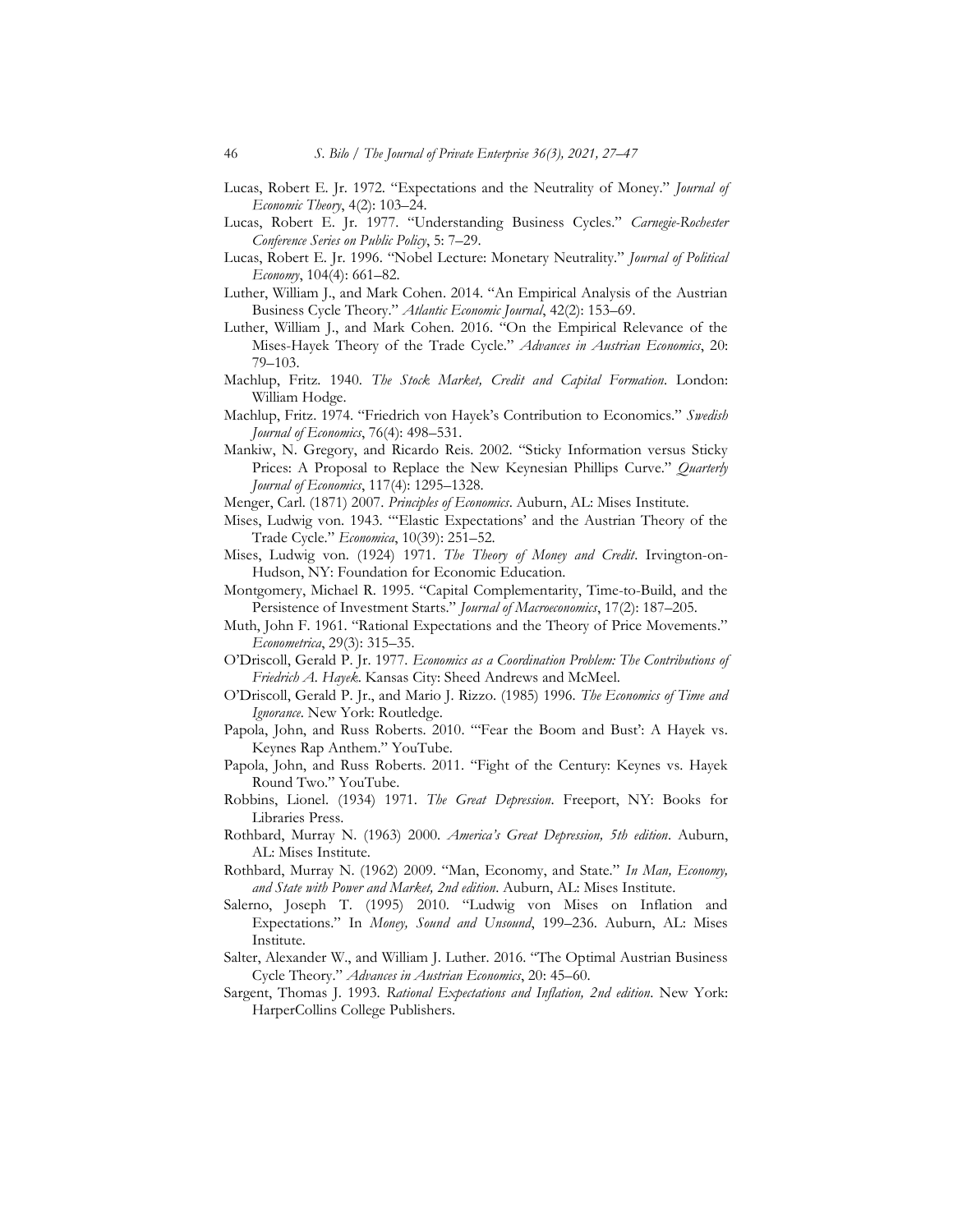Lucas, Robert E. Jr. 1972. "Expectations and the Neutrality of Money." *Journal of Economic Theory*, 4(2): 103–24.

Lucas, Robert E. Jr. 1977. "Understanding Business Cycles." *Carnegie-Rochester Conference Series on Public Policy*, 5: 7–29.

Lucas, Robert E. Jr. 1996. "Nobel Lecture: Monetary Neutrality." *Journal of Political Economy*, 104(4): 661–82.

Luther, William J., and Mark Cohen. 2014. "An Empirical Analysis of the Austrian Business Cycle Theory." *Atlantic Economic Journal*, 42(2): 153–69.

Luther, William J., and Mark Cohen. 2016. "On the Empirical Relevance of the Mises-Hayek Theory of the Trade Cycle." *Advances in Austrian Economics*, 20: 79–103.

Machlup, Fritz. 1940. *The Stock Market, Credit and Capital Formation*. London: William Hodge.

Machlup, Fritz. 1974. "Friedrich von Hayek's Contribution to Economics." *Swedish Journal of Economics*, 76(4): 498–531.

Mankiw, N. Gregory, and Ricardo Reis. 2002. "Sticky Information versus Sticky Prices: A Proposal to Replace the New Keynesian Phillips Curve." *Quarterly Journal of Economics*, 117(4): 1295–1328.

Menger, Carl. (1871) 2007. *Principles of Economics*. Auburn, AL: Mises Institute.

Mises, Ludwig von. 1943. "'Elastic Expectations' and the Austrian Theory of the Trade Cycle." *Economica*, 10(39): 251–52.

Mises, Ludwig von. (1924) 1971. *The Theory of Money and Credit*. Irvington-on-Hudson, NY: Foundation for Economic Education.

Montgomery, Michael R. 1995. "Capital Complementarity, Time-to-Build, and the Persistence of Investment Starts." *Journal of Macroeconomics*, 17(2): 187–205.

Muth, John F. 1961. "Rational Expectations and the Theory of Price Movements." *Econometrica*, 29(3): 315–35.

O'Driscoll, Gerald P. Jr. 1977. *Economics as a Coordination Problem: The Contributions of Friedrich A. Hayek*. Kansas City: Sheed Andrews and McMeel.

O'Driscoll, Gerald P. Jr., and Mario J. Rizzo. (1985) 1996. *The Economics of Time and Ignorance*. New York: Routledge.

Papola, John, and Russ Roberts. 2010. "'Fear the Boom and Bust': A Hayek vs. Keynes Rap Anthem." YouTube.

Papola, John, and Russ Roberts. 2011. "Fight of the Century: Keynes vs. Hayek Round Two." YouTube.

Robbins, Lionel. (1934) 1971. *The Great Depression*. Freeport, NY: Books for Libraries Press.

Rothbard, Murray N. (1963) 2000. *America's Great Depression, 5th edition*. Auburn, AL: Mises Institute.

Rothbard, Murray N. (1962) 2009. "Man, Economy, and State." *In Man, Economy, and State with Power and Market, 2nd edition*. Auburn, AL: Mises Institute.

Salerno, Joseph T. (1995) 2010. "Ludwig von Mises on Inflation and Expectations." In *Money, Sound and Unsound*, 199–236. Auburn, AL: Mises Institute.

Salter, Alexander W., and William J. Luther. 2016. "The Optimal Austrian Business Cycle Theory." *Advances in Austrian Economics*, 20: 45–60.

Sargent, Thomas J. 1993. *Rational Expectations and Inflation, 2nd edition*. New York: HarperCollins College Publishers.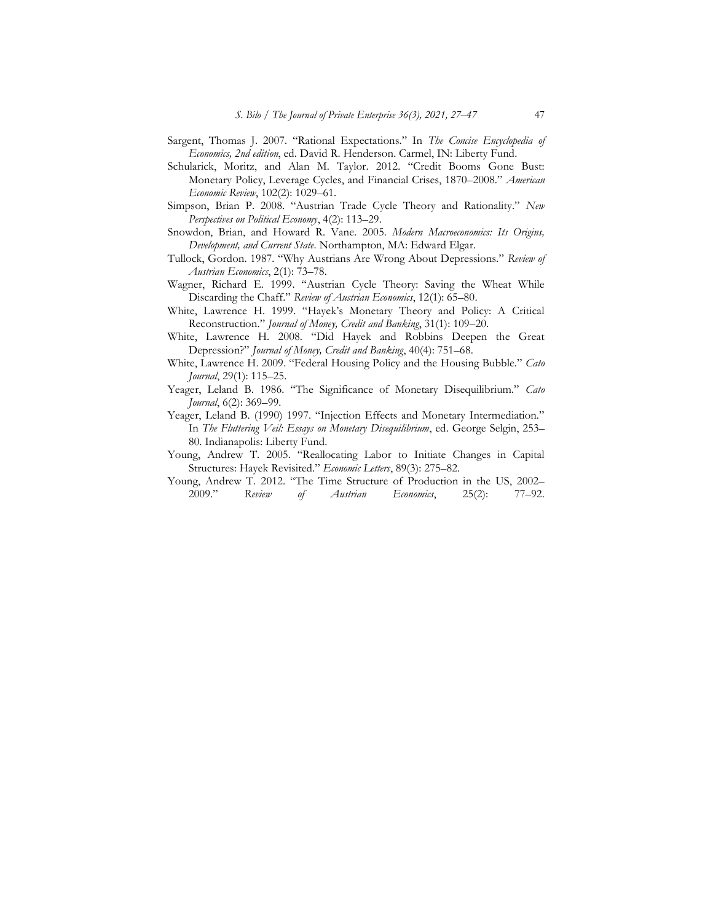Sargent, Thomas J. 2007. "Rational Expectations." In *The Concise Encyclopedia of Economics, 2nd edition*, ed. David R. Henderson. Carmel, IN: Liberty Fund.

Schularick, Moritz, and Alan M. Taylor. 2012. "Credit Booms Gone Bust: Monetary Policy, Leverage Cycles, and Financial Crises, 1870–2008." *American Economic Review*, 102(2): 1029–61.

Simpson, Brian P. 2008. "Austrian Trade Cycle Theory and Rationality." *New Perspectives on Political Economy*, 4(2): 113–29.

Snowdon, Brian, and Howard R. Vane. 2005. *Modern Macroeconomics: Its Origins, Development, and Current State*. Northampton, MA: Edward Elgar.

Tullock, Gordon. 1987. "Why Austrians Are Wrong About Depressions." *Review of Austrian Economics*, 2(1): 73–78.

Wagner, Richard E. 1999. "Austrian Cycle Theory: Saving the Wheat While Discarding the Chaff." *Review of Austrian Economics*, 12(1): 65–80.

White, Lawrence H. 1999. "Hayek's Monetary Theory and Policy: A Critical Reconstruction." *Journal of Money, Credit and Banking*, 31(1): 109–20.

White, Lawrence H. 2008. "Did Hayek and Robbins Deepen the Great Depression?" *Journal of Money, Credit and Banking*, 40(4): 751–68.

White, Lawrence H. 2009. "Federal Housing Policy and the Housing Bubble." *Cato Journal*, 29(1): 115–25.

Yeager, Leland B. 1986. "The Significance of Monetary Disequilibrium." *Cato Journal*, 6(2): 369–99.

Yeager, Leland B. (1990) 1997. "Injection Effects and Monetary Intermediation." In *The Fluttering Veil: Essays on Monetary Disequilibrium*, ed. George Selgin, 253–80. Indianapolis: Liberty Fund.

Young, Andrew T. 2005. "Reallocating Labor to Initiate Changes in Capital Structures: Hayek Revisited." *Economic Letters*, 89(3): 275–82.

Young, Andrew T. 2012. "The Time Structure of Production in the US, 2002–2009." *Review of Austrian Economics*, 25(2): 77–92.